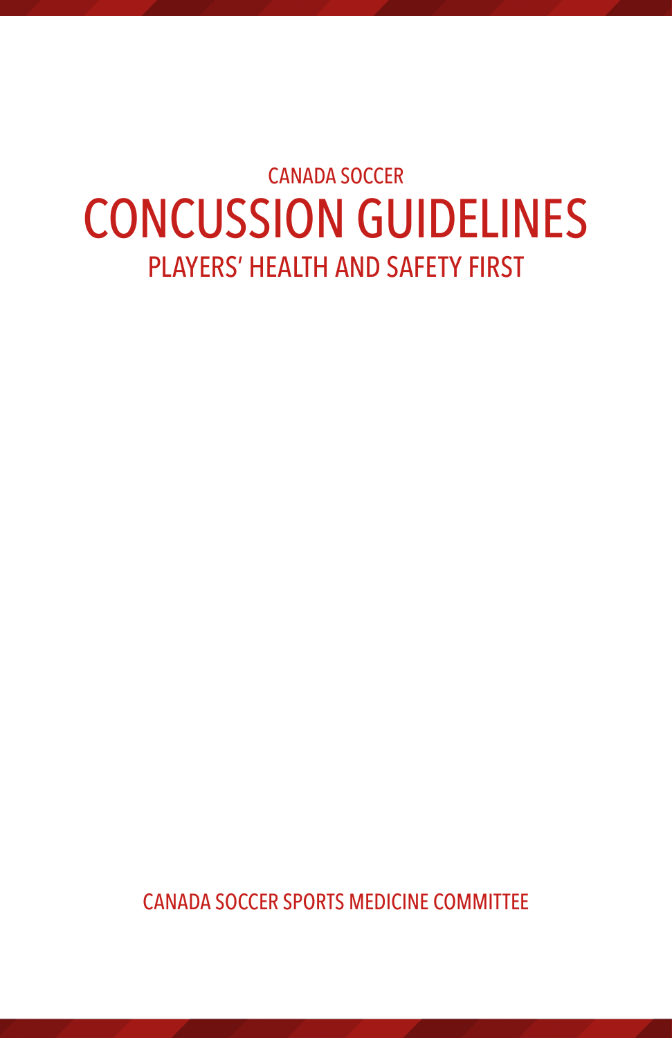CANADA SOCCER

# CONCUSSION GUIDELINES

## PLAYERS' HEALTH AND SAFETY FIRST

CANADA SOCCER SPORTS MEDICINE COMMITTEE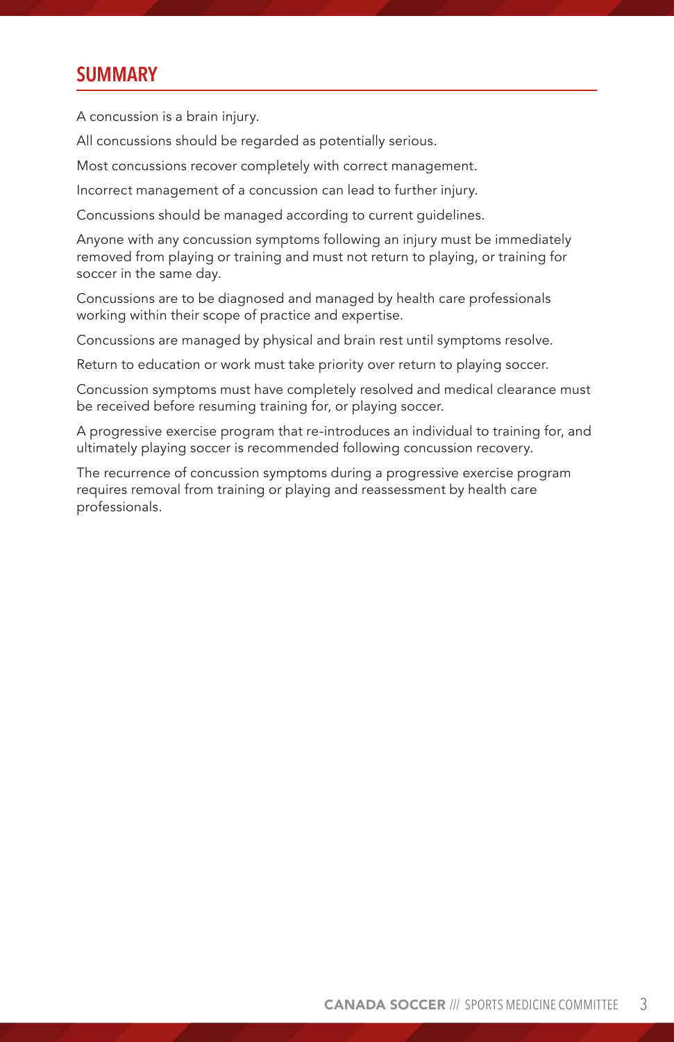## SUMMARY

A concussion is a brain injury.

All concussions should be regarded as potentially serious.

Most concussions recover completely with correct management.

Incorrect management of a concussion can lead to further injury.

Concussions should be managed according to current guidelines.

Anyone with any concussion symptoms following an injury must be immediately removed from playing or training and must not return to playing, or training for soccer in the same day.

Concussions are to be diagnosed and managed by health care professionals working within their scope of practice and expertise.

Concussions are managed by physical and brain rest until symptoms resolve.

Return to education or work must take priority over return to playing soccer.

Concussion symptoms must have completely resolved and medical clearance must be received before resuming training for, or playing soccer.

A progressive exercise program that re-introduces an individual to training for, and ultimately playing soccer is recommended following concussion recovery.

The recurrence of concussion symptoms during a progressive exercise program requires removal from training or playing and reassessment by health care professionals.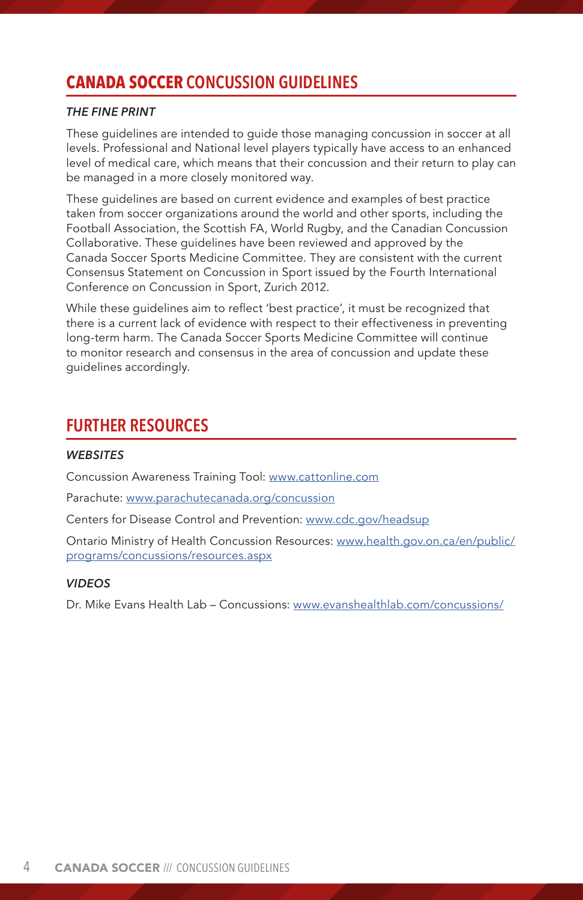## CANADA SOCCER CONCUSSION GUIDELINES

### *THE FINE PRINT*

These guidelines are intended to guide those managing concussion in soccer at all levels. Professional and National level players typically have access to an enhanced level of medical care, which means that their concussion and their return to play can be managed in a more closely monitored way.

These guidelines are based on current evidence and examples of best practice taken from soccer organizations around the world and other sports, including the Football Association, the Scottish FA, World Rugby, and the Canadian Concussion Collaborative. These guidelines have been reviewed and approved by the Canada Soccer Sports Medicine Committee. They are consistent with the current Consensus Statement on Concussion in Sport issued by the Fourth International Conference on Concussion in Sport, Zurich 2012.

While these guidelines aim to reflect 'best practice', it must be recognized that there is a current lack of evidence with respect to their effectiveness in preventing long-term harm. The Canada Soccer Sports Medicine Committee will continue to monitor research and consensus in the area of concussion and update these guidelines accordingly.

## FURTHER RESOURCES

### *WEBSITES*

Concussion Awareness Training Tool: www.cattonline.com

Parachute: www.parachutecanada.org/concussion

Centers for Disease Control and Prevention: www.cdc.gov/headsup

Ontario Ministry of Health Concussion Resources: www.health.gov.on.ca/en/public/programs/concussions/resources.aspx

### *VIDEOS*

Dr. Mike Evans Health Lab – Concussions: www.evanshealthlab.com/concussions/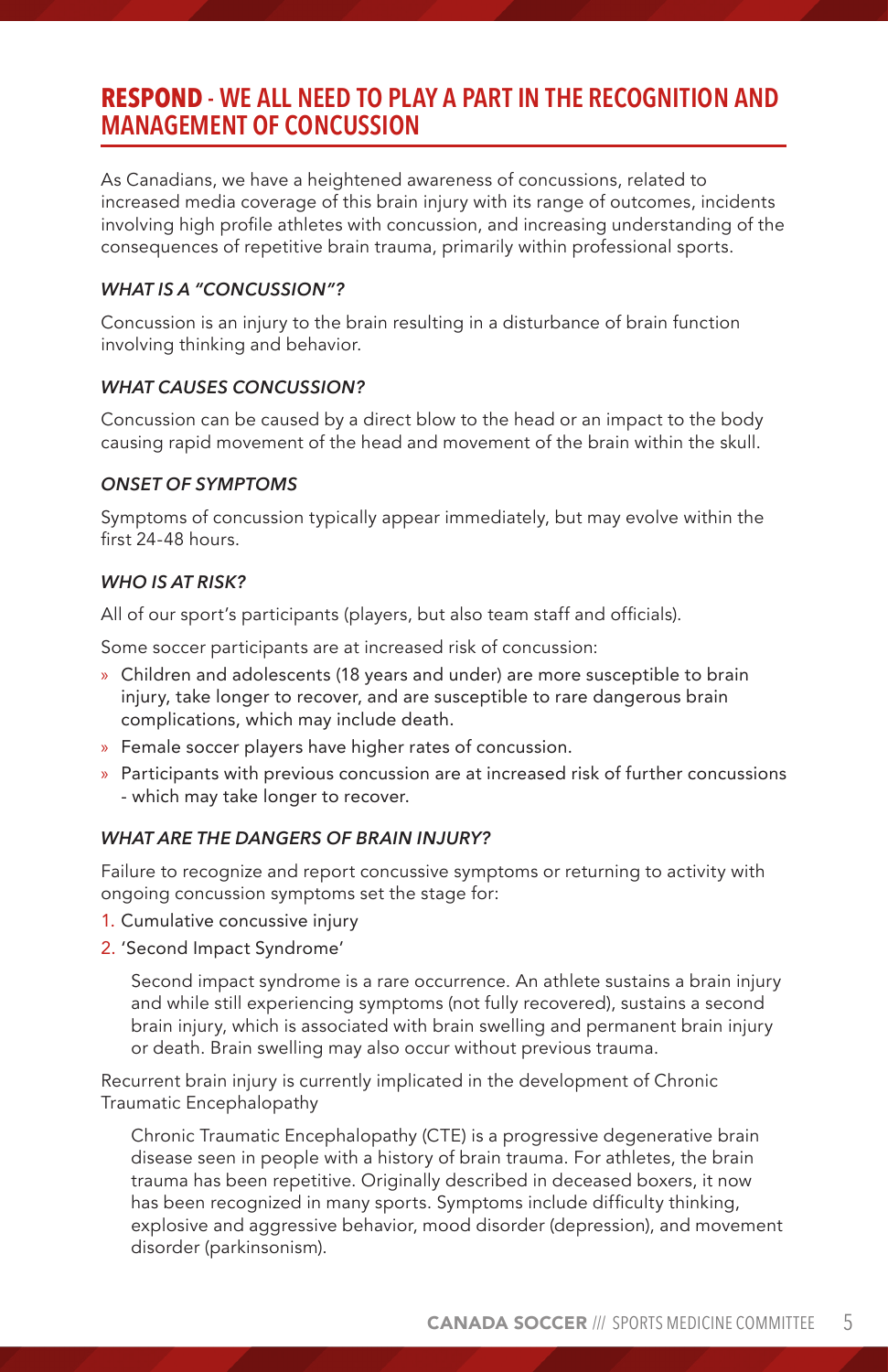## RESPOND - WE ALL NEED TO PLAY A PART IN THE RECOGNITION AND MANAGEMENT OF CONCUSSION

As Canadians, we have a heightened awareness of concussions, related to increased media coverage of this brain injury with its range of outcomes, incidents involving high profile athletes with concussion, and increasing understanding of the consequences of repetitive brain trauma, primarily within professional sports.

### *WHAT IS A "CONCUSSION"?*

Concussion is an injury to the brain resulting in a disturbance of brain function involving thinking and behavior.

### *WHAT CAUSES CONCUSSION?*

Concussion can be caused by a direct blow to the head or an impact to the body causing rapid movement of the head and movement of the brain within the skull.

### *ONSET OF SYMPTOMS*

Symptoms of concussion typically appear immediately, but may evolve within the first 24-48 hours.

### *WHO IS AT RISK?*

All of our sport's participants (players, but also team staff and officials).

Some soccer participants are at increased risk of concussion:

- Children and adolescents (18 years and under) are more susceptible to brain injury, take longer to recover, and are susceptible to rare dangerous brain complications, which may include death.
- Female soccer players have higher rates of concussion.
- Participants with previous concussion are at increased risk of further concussions - which may take longer to recover.

### *WHAT ARE THE DANGERS OF BRAIN INJURY?*

Failure to recognize and report concussive symptoms or returning to activity with ongoing concussion symptoms set the stage for:

1. Cumulative concussive injury
2. 'Second Impact Syndrome'

   Second impact syndrome is a rare occurrence. An athlete sustains a brain injury and while still experiencing symptoms (not fully recovered), sustains a second brain injury, which is associated with brain swelling and permanent brain injury or death. Brain swelling may also occur without previous trauma.

Recurrent brain injury is currently implicated in the development of Chronic Traumatic Encephalopathy

> Chronic Traumatic Encephalopathy (CTE) is a progressive degenerative brain disease seen in people with a history of brain trauma. For athletes, the brain trauma has been repetitive. Originally described in deceased boxers, it now has been recognized in many sports. Symptoms include difficulty thinking, explosive and aggressive behavior, mood disorder (depression), and movement disorder (parkinsonism).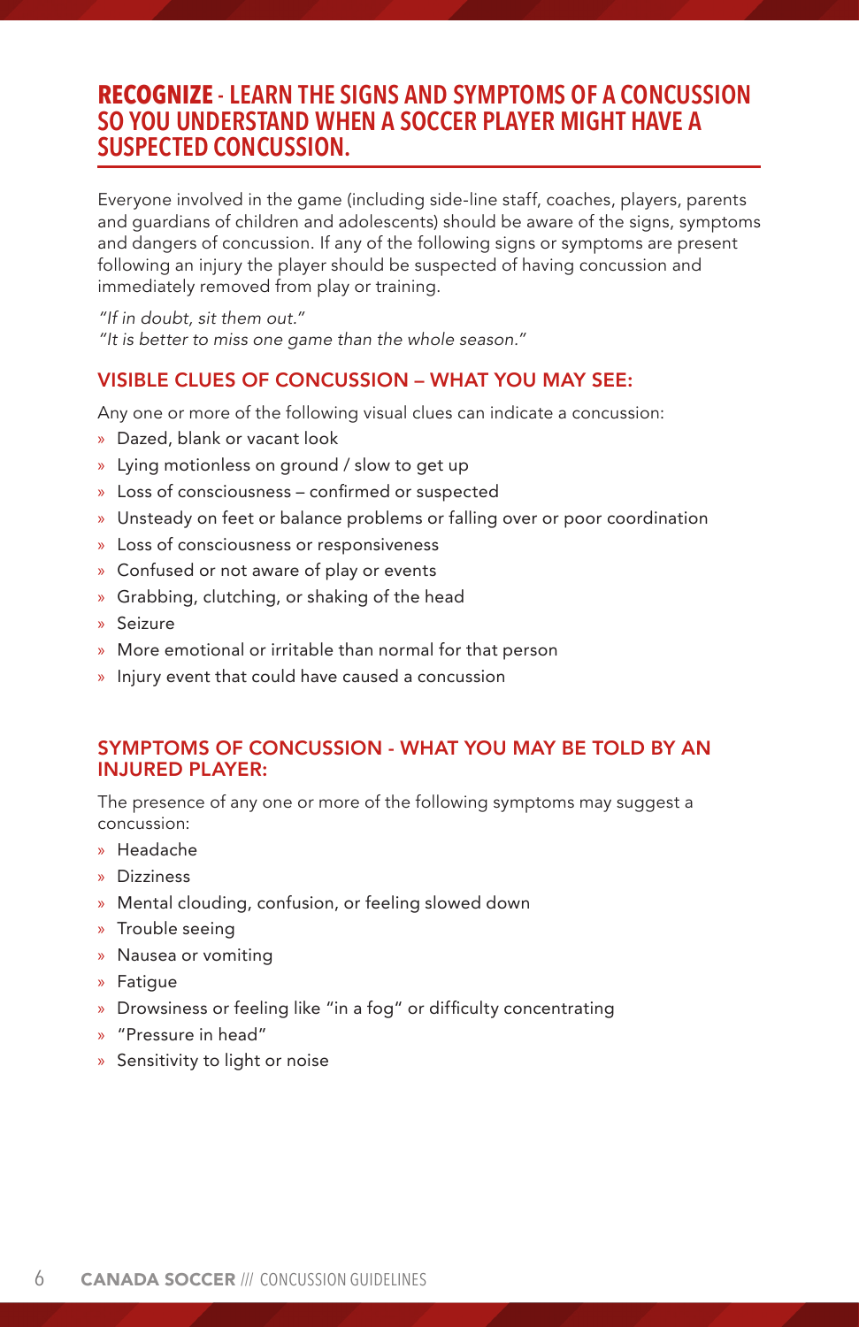## **RECOGNIZE** - LEARN THE SIGNS AND SYMPTOMS OF A CONCUSSION SO YOU UNDERSTAND WHEN A SOCCER PLAYER MIGHT HAVE A SUSPECTED CONCUSSION.

Everyone involved in the game (including side-line staff, coaches, players, parents and guardians of children and adolescents) should be aware of the signs, symptoms and dangers of concussion. If any of the following signs or symptoms are present following an injury the player should be suspected of having concussion and immediately removed from play or training.

*"If in doubt, sit them out."*
*"It is better to miss one game than the whole season."*

### VISIBLE CLUES OF CONCUSSION – WHAT YOU MAY SEE:

Any one or more of the following visual clues can indicate a concussion:

- Dazed, blank or vacant look
- Lying motionless on ground / slow to get up
- Loss of consciousness – confirmed or suspected
- Unsteady on feet or balance problems or falling over or poor coordination
- Loss of consciousness or responsiveness
- Confused or not aware of play or events
- Grabbing, clutching, or shaking of the head
- Seizure
- More emotional or irritable than normal for that person
- Injury event that could have caused a concussion

### SYMPTOMS OF CONCUSSION - WHAT YOU MAY BE TOLD BY AN INJURED PLAYER:

The presence of any one or more of the following symptoms may suggest a concussion:

- Headache
- Dizziness
- Mental clouding, confusion, or feeling slowed down
- Trouble seeing
- Nausea or vomiting
- Fatigue
- Drowsiness or feeling like "in a fog" or difficulty concentrating
- "Pressure in head"
- Sensitivity to light or noise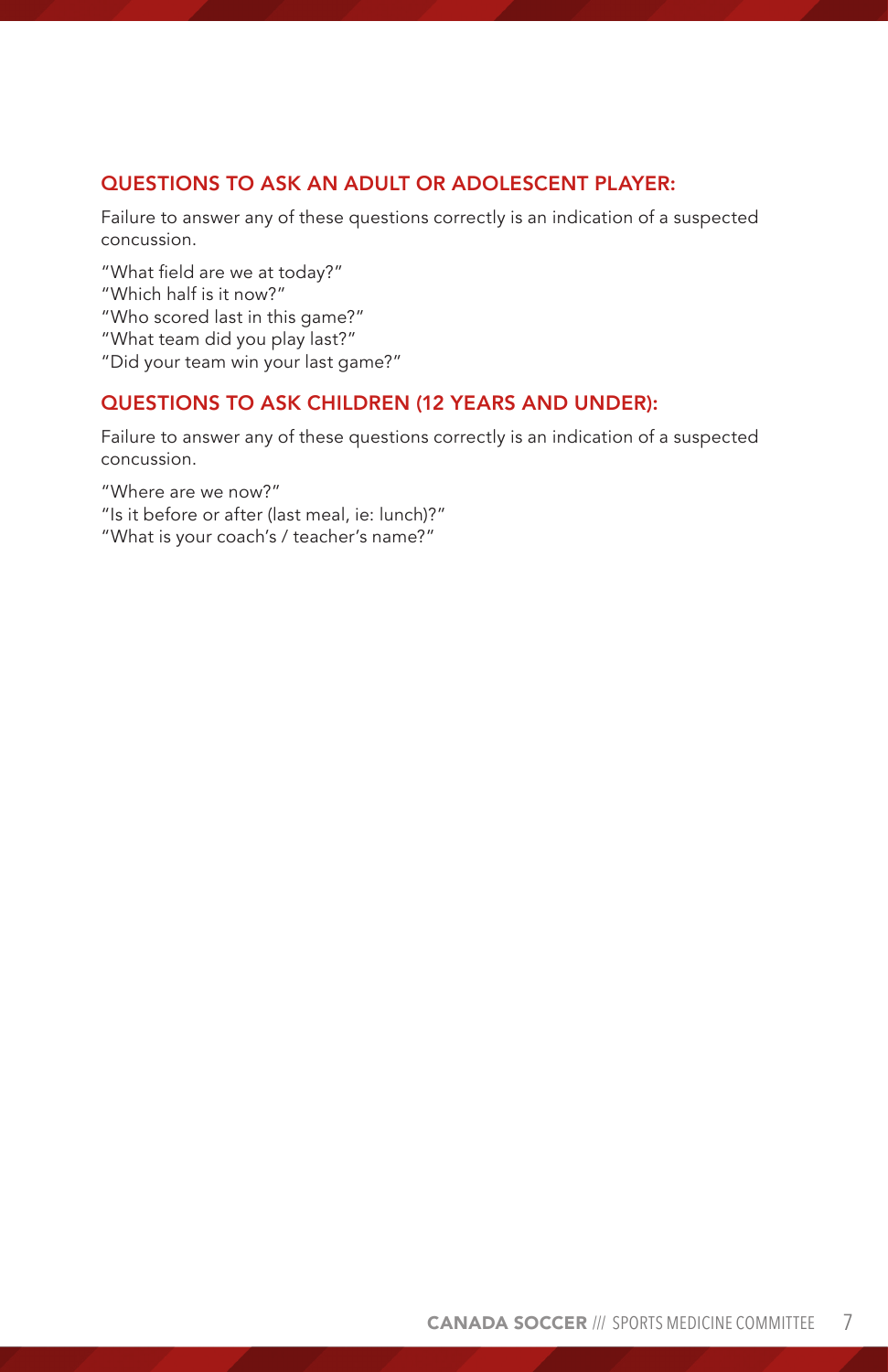### QUESTIONS TO ASK AN ADULT OR ADOLESCENT PLAYER:

Failure to answer any of these questions correctly is an indication of a suspected concussion.

"What field are we at today?"
"Which half is it now?"
"Who scored last in this game?"
"What team did you play last?"
"Did your team win your last game?"

### QUESTIONS TO ASK CHILDREN (12 YEARS AND UNDER):

Failure to answer any of these questions correctly is an indication of a suspected concussion.

"Where are we now?"
"Is it before or after (last meal, ie: lunch)?"
"What is your coach's / teacher's name?"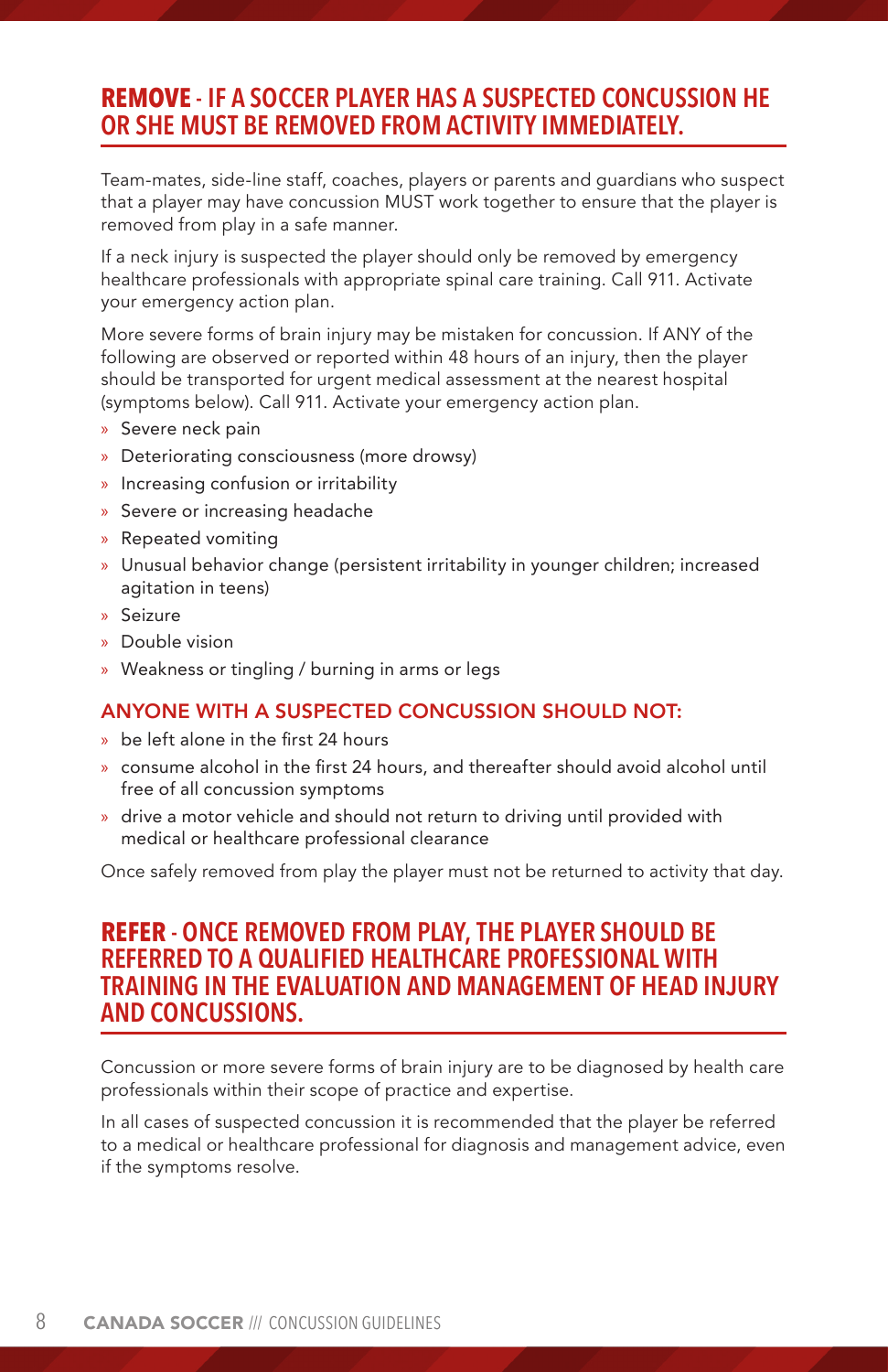## **REMOVE** - IF A SOCCER PLAYER HAS A SUSPECTED CONCUSSION HE OR SHE MUST BE REMOVED FROM ACTIVITY IMMEDIATELY.

Team-mates, side-line staff, coaches, players or parents and guardians who suspect that a player may have concussion MUST work together to ensure that the player is removed from play in a safe manner.

If a neck injury is suspected the player should only be removed by emergency healthcare professionals with appropriate spinal care training. Call 911. Activate your emergency action plan.

More severe forms of brain injury may be mistaken for concussion. If ANY of the following are observed or reported within 48 hours of an injury, then the player should be transported for urgent medical assessment at the nearest hospital (symptoms below). Call 911. Activate your emergency action plan.

- Severe neck pain
- Deteriorating consciousness (more drowsy)
- Increasing confusion or irritability
- Severe or increasing headache
- Repeated vomiting
- Unusual behavior change (persistent irritability in younger children; increased agitation in teens)
- Seizure
- Double vision
- Weakness or tingling / burning in arms or legs

### ANYONE WITH A SUSPECTED CONCUSSION SHOULD NOT:

- be left alone in the first 24 hours
- consume alcohol in the first 24 hours, and thereafter should avoid alcohol until free of all concussion symptoms
- drive a motor vehicle and should not return to driving until provided with medical or healthcare professional clearance

Once safely removed from play the player must not be returned to activity that day.

## **REFER** - ONCE REMOVED FROM PLAY, THE PLAYER SHOULD BE REFERRED TO A QUALIFIED HEALTHCARE PROFESSIONAL WITH TRAINING IN THE EVALUATION AND MANAGEMENT OF HEAD INJURY AND CONCUSSIONS.

Concussion or more severe forms of brain injury are to be diagnosed by health care professionals within their scope of practice and expertise.

In all cases of suspected concussion it is recommended that the player be referred to a medical or healthcare professional for diagnosis and management advice, even if the symptoms resolve.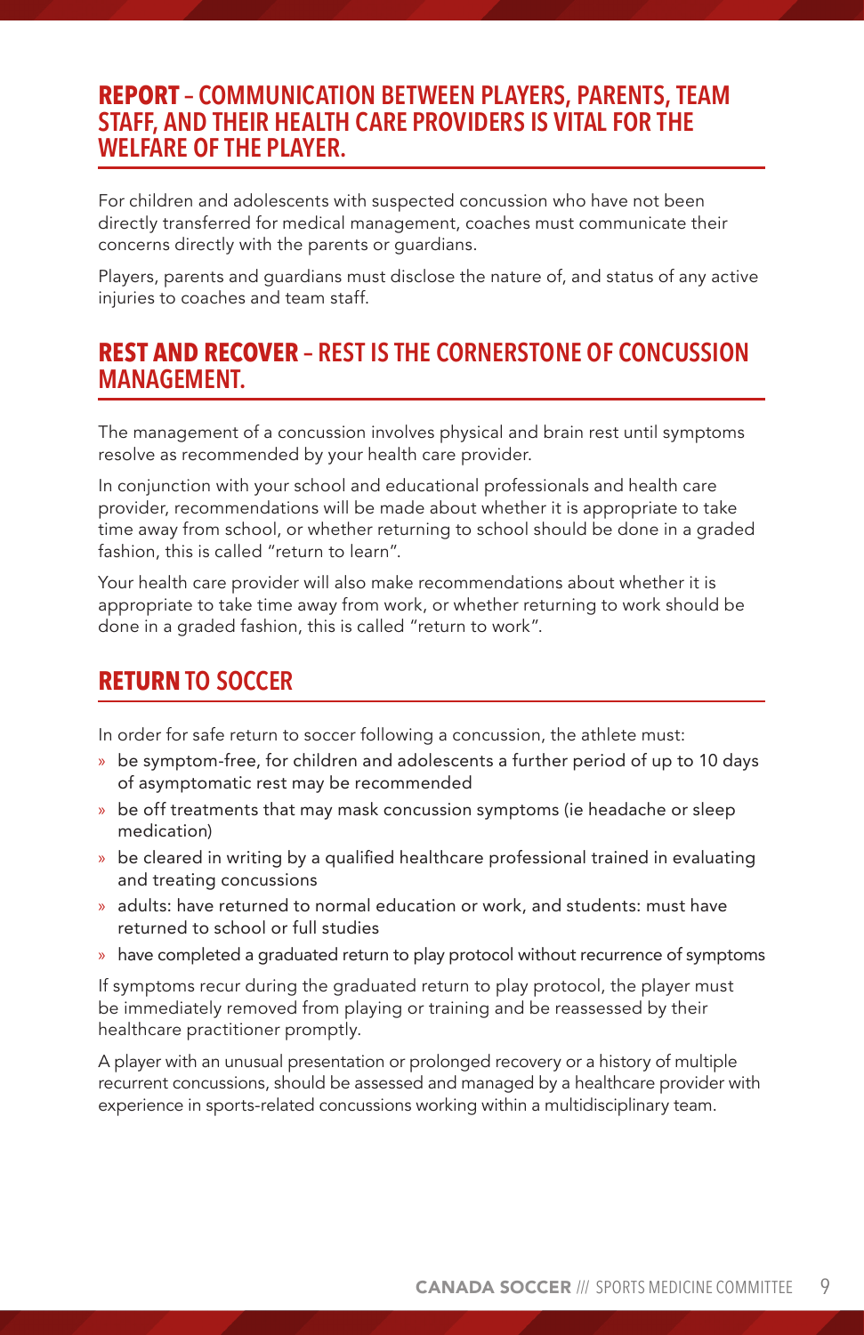## **REPORT** – COMMUNICATION BETWEEN PLAYERS, PARENTS, TEAM STAFF, AND THEIR HEALTH CARE PROVIDERS IS VITAL FOR THE WELFARE OF THE PLAYER.

For children and adolescents with suspected concussion who have not been directly transferred for medical management, coaches must communicate their concerns directly with the parents or guardians.

Players, parents and guardians must disclose the nature of, and status of any active injuries to coaches and team staff.

## **REST AND RECOVER** – REST IS THE CORNERSTONE OF CONCUSSION MANAGEMENT.

The management of a concussion involves physical and brain rest until symptoms resolve as recommended by your health care provider.

In conjunction with your school and educational professionals and health care provider, recommendations will be made about whether it is appropriate to take time away from school, or whether returning to school should be done in a graded fashion, this is called "return to learn".

Your health care provider will also make recommendations about whether it is appropriate to take time away from work, or whether returning to work should be done in a graded fashion, this is called "return to work".

## **RETURN** TO SOCCER

In order for safe return to soccer following a concussion, the athlete must:

- be symptom-free, for children and adolescents a further period of up to 10 days of asymptomatic rest may be recommended
- be off treatments that may mask concussion symptoms (ie headache or sleep medication)
- be cleared in writing by a qualified healthcare professional trained in evaluating and treating concussions
- adults: have returned to normal education or work, and students: must have returned to school or full studies
- have completed a graduated return to play protocol without recurrence of symptoms

If symptoms recur during the graduated return to play protocol, the player must be immediately removed from playing or training and be reassessed by their healthcare practitioner promptly.

A player with an unusual presentation or prolonged recovery or a history of multiple recurrent concussions, should be assessed and managed by a healthcare provider with experience in sports-related concussions working within a multidisciplinary team.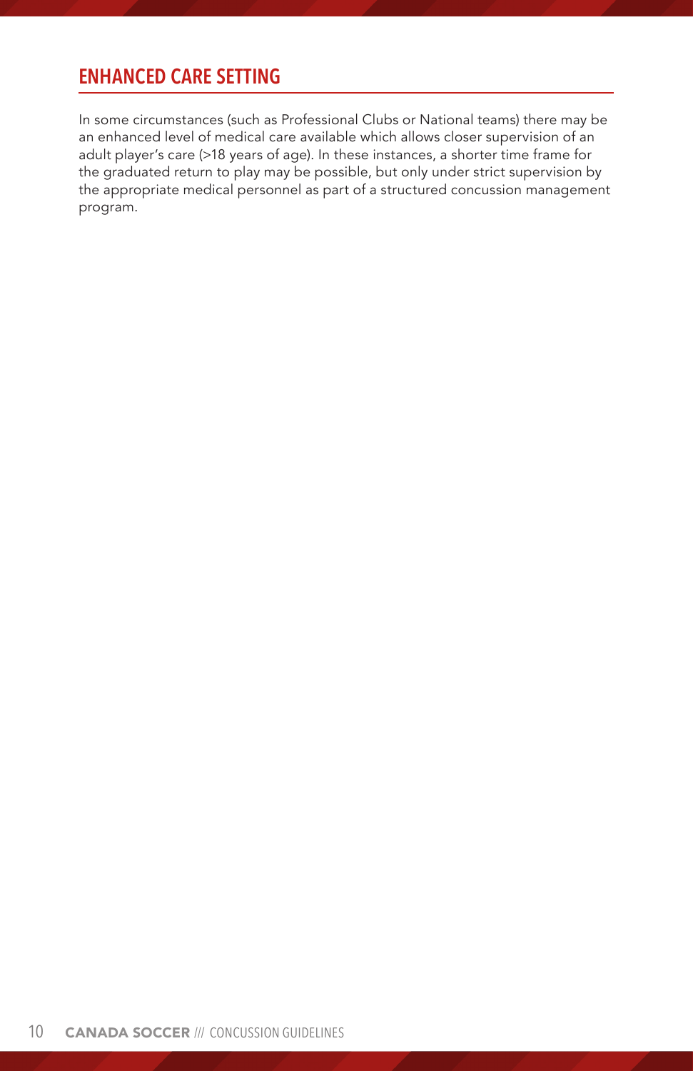## ENHANCED CARE SETTING

In some circumstances (such as Professional Clubs or National teams) there may be an enhanced level of medical care available which allows closer supervision of an adult player's care (>18 years of age). In these instances, a shorter time frame for the graduated return to play may be possible, but only under strict supervision by the appropriate medical personnel as part of a structured concussion management program.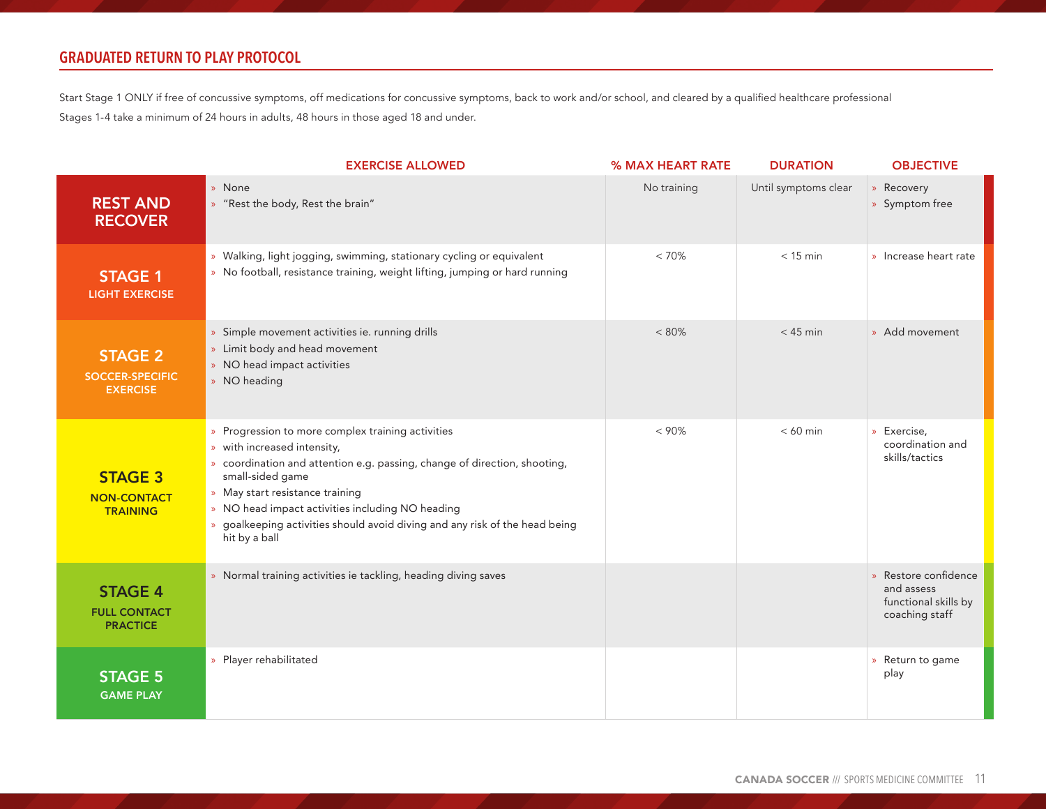## GRADUATED RETURN TO PLAY PROTOCOL

Start Stage 1 ONLY if free of concussive symptoms, off medications for concussive symptoms, back to work and/or school, and cleared by a qualified healthcare professional

Stages 1-4 take a minimum of 24 hours in adults, 48 hours in those aged 18 and under.

| | EXERCISE ALLOWED | % MAX HEART RATE | DURATION | OBJECTIVE |
|---|---|---|---|---|
| **REST AND RECOVER** | » None<br>» "Rest the body, Rest the brain" | No training | Until symptoms clear | » Recovery<br>» Symptom free |
| **STAGE 1** LIGHT EXERCISE | » Walking, light jogging, swimming, stationary cycling or equivalent<br>» No football, resistance training, weight lifting, jumping or hard running | < 70% | < 15 min | » Increase heart rate |
| **STAGE 2** SOCCER-SPECIFIC EXERCISE | » Simple movement activities ie. running drills<br>» Limit body and head movement<br>» NO head impact activities<br>» NO heading | < 80% | < 45 min | » Add movement |
| **STAGE 3** NON-CONTACT TRAINING | » Progression to more complex training activities<br>» with increased intensity,<br>» coordination and attention e.g. passing, change of direction, shooting, small-sided game<br>» May start resistance training<br>» NO head impact activities including NO heading<br>» goalkeeping activities should avoid diving and any risk of the head being hit by a ball | < 90% | < 60 min | » Exercise, coordination and skills/tactics |
| **STAGE 4** FULL CONTACT PRACTICE | » Normal training activities ie tackling, heading diving saves | | | » Restore confidence and assess functional skills by coaching staff |
| **STAGE 5** GAME PLAY | » Player rehabilitated | | | » Return to game play |